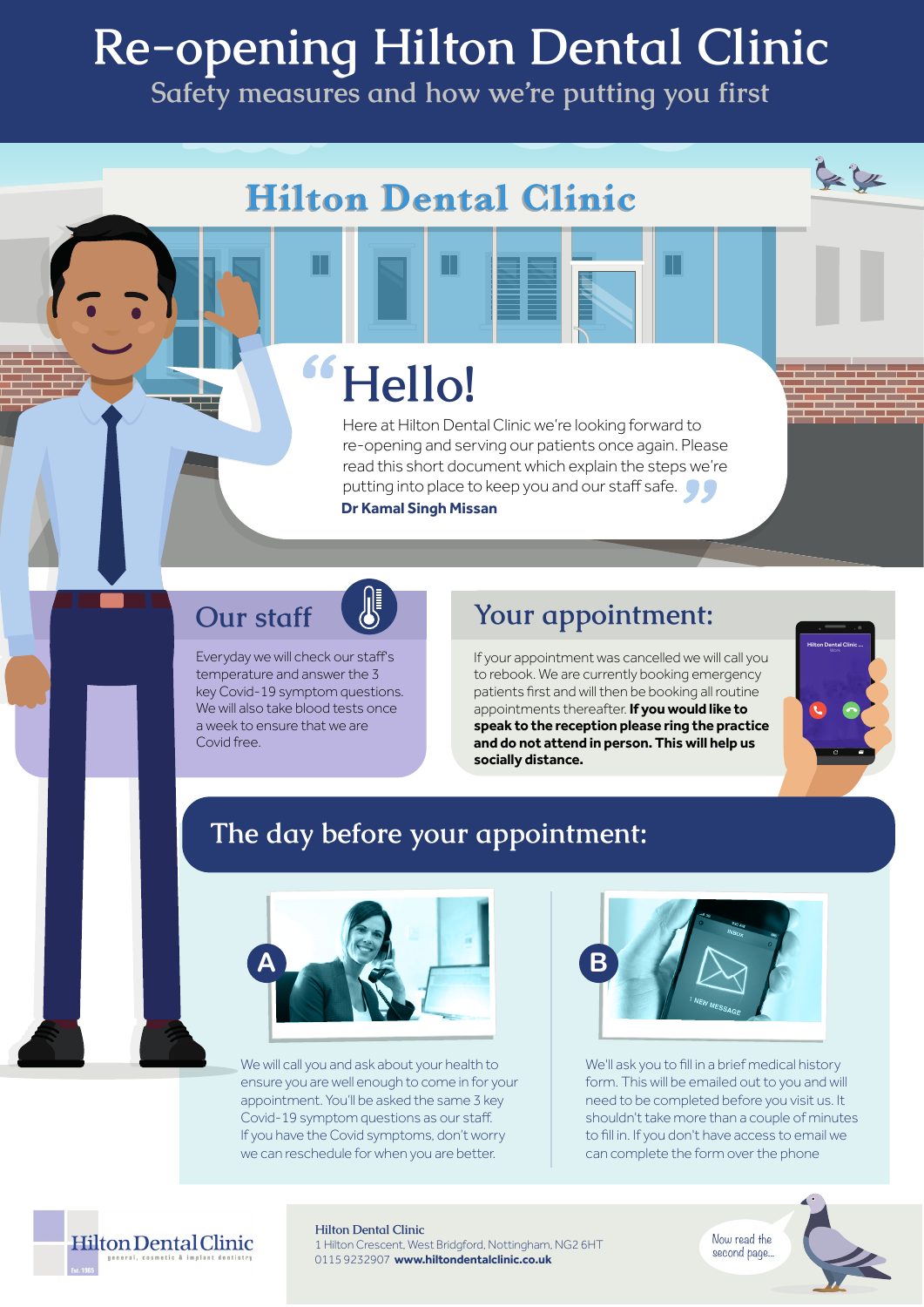# Re-opening Hilton Dental Clinic

## Safety measures and how we're putting you first

Hilton Dental Clinic

## Hello!

"Here at Hilton Dental Clinic we're looking forward to re-opening and serving our patients once again. Please read this short document which explain the steps we're putting into place to keep you and our staff safe."

**Dr Kamal Singh Missan**

## Our staff

Everyday we will check our staff's temperature and answer the 3 key Covid-19 symptom questions. We will also take blood tests once a week to ensure that we are Covid free.

## Your appointment:

If your appointment was cancelled we will call you to rebook. We are currently booking emergency patients first and will then be booking all routine appointments thereafter. **If you would like to speak to the reception please ring the practice and do not attend in person. This will help us socially distance.**

## The day before your appointment:

**A**

We will call you and ask about your health to ensure you are well enough to come in for your appointment. You'll be asked the same 3 key Covid-19 symptom questions as our staff. If you have the Covid symptoms, don't worry we can reschedule for when you are better.

**B**

We'll ask you to fill in a brief medical history form. This will be emailed out to you and will need to be completed before you visit us. It shouldn't take more than a couple of minutes to fill in. If you don't have access to email we can complete the form over the phone

Hilton Dental Clinic
general, cosmetic & implant dentistry
Est. 1985

**Hilton Dental Clinic**
1 Hilton Crescent, West Bridgford, Nottingham, NG2 6HT
0115 9232907 **www.hiltondentalclinic.co.uk**

Now read the second page...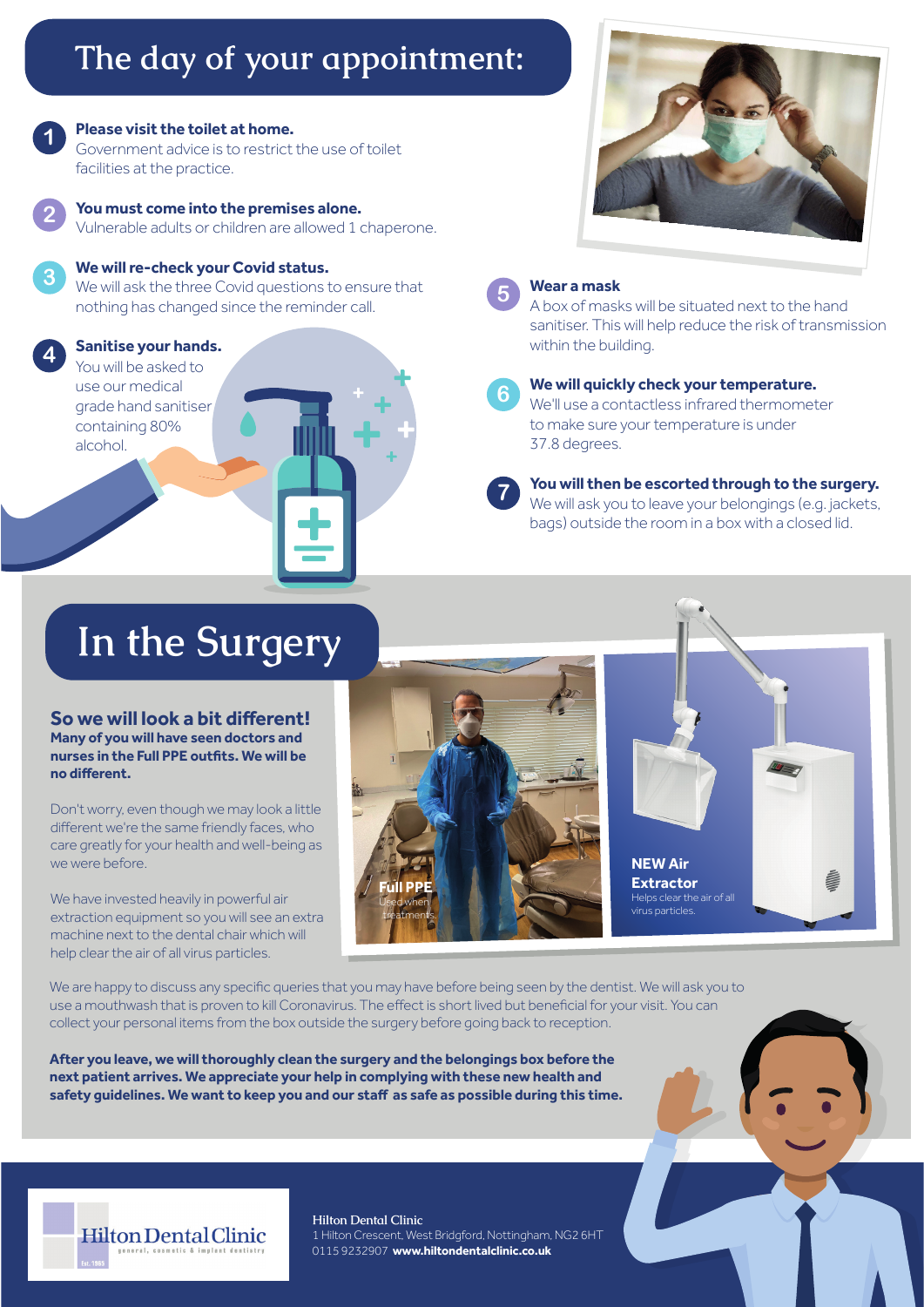# The day of your appointment:

1. **Please visit the toilet at home.**
   Government advice is to restrict the use of toilet facilities at the practice.

2. **You must come into the premises alone.**
   Vulnerable adults or children are allowed 1 chaperone.

3. **We will re-check your Covid status.**
   We will ask the three Covid questions to ensure that nothing has changed since the reminder call.

4. **Sanitise your hands.**
   You will be asked to use our medical grade hand sanitiser containing 80% alcohol.

5. **Wear a mask**
   A box of masks will be situated next to the hand sanitiser. This will help reduce the risk of transmission within the building.

6. **We will quickly check your temperature.**
   We'll use a contactless infrared thermometer to make sure your temperature is under 37.8 degrees.

7. **You will then be escorted through to the surgery.**
   We will ask you to leave your belongings (e.g. jackets, bags) outside the room in a box with a closed lid.

# In the Surgery

## So we will look a bit different!

**Many of you will have seen doctors and nurses in the Full PPE outfits. We will be no different.**

Don't worry, even though we may look a little different we're the same friendly faces, who care greatly for your health and well-being as we were before.

We have invested heavily in powerful air extraction equipment so you will see an extra machine next to the dental chair which will help clear the air of all virus particles.

**Full PPE**
Used when treatments.

**NEW Air Extractor**
Helps clear the air of all virus particles.

We are happy to discuss any specific queries that you may have before being seen by the dentist. We will ask you to use a mouthwash that is proven to kill Coronavirus. The effect is short lived but beneficial for your visit. You can collect your personal items from the box outside the surgery before going back to reception.

**After you leave, we will thoroughly clean the surgery and the belongings box before the next patient arrives. We appreciate your help in complying with these new health and safety guidelines. We want to keep you and our staff as safe as possible during this time.**

Hilton Dental Clinic
general, cosmetic & implant dentistry
Est. 1985

Hilton Dental Clinic
1 Hilton Crescent, West Bridgford, Nottingham, NG2 6HT
0115 9232907 **www.hiltondentalclinic.co.uk**